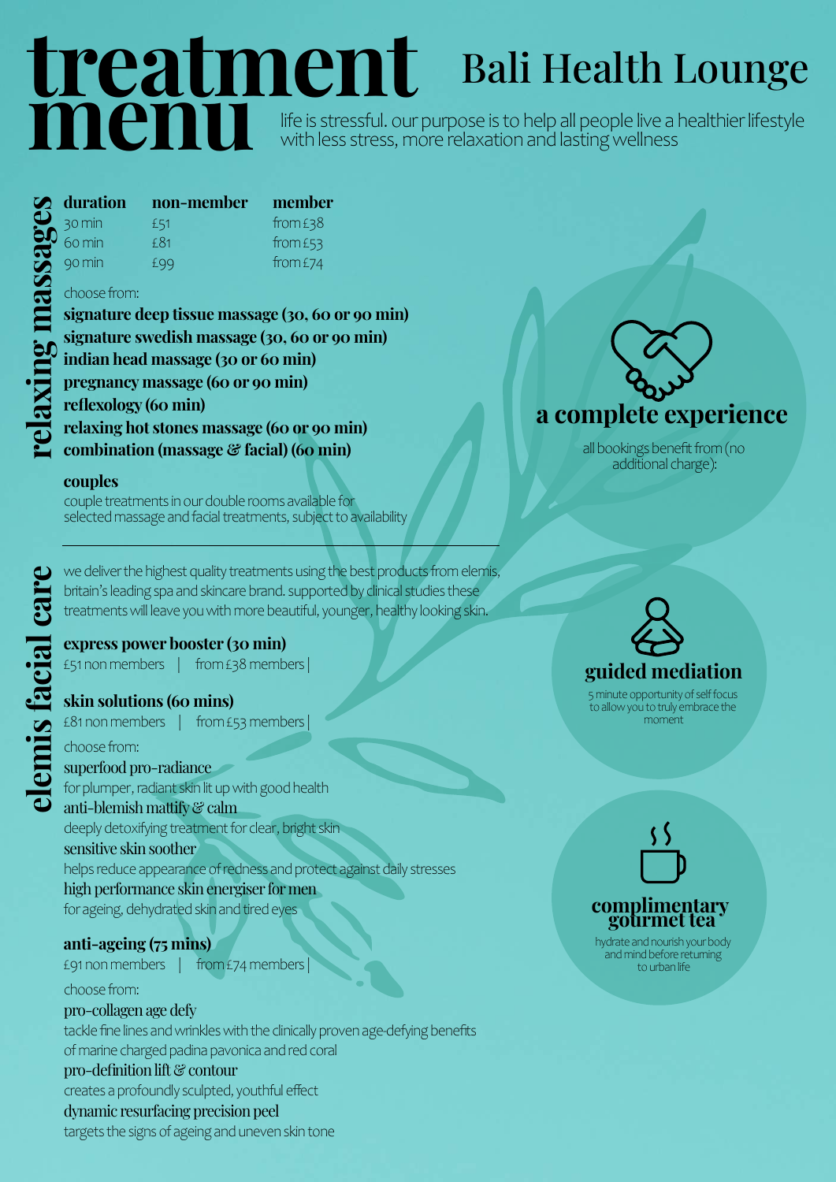# treatment menu

## Bali Health Lounge

life is stressful. our purpose is to help all people live a healthier lifestyle with less stress, more relaxation and lasting wellness

## relaxing massages

| duration | non-member | member |
|---|---|---|
| 30 min | £51 | from £38 |
| 60 min | £81 | from £53 |
| 90 min | £99 | from £74 |

choose from:

**signature deep tissue massage (30, 60 or 90 min)**
**signature swedish massage (30, 60 or 90 min)**
**indian head massage (30 or 60 min)**
**pregnancy massage (60 or 90 min)**
**reflexology (60 min)**
**relaxing hot stones massage (60 or 90 min)**
**combination (massage & facial) (60 min)**

**couples**

couple treatments in our double rooms available for selected massage and facial treatments, subject to availability

## elemis facial care

we deliver the highest quality treatments using the best products from elemis, britain's leading spa and skincare brand. supported by clinical studies these treatments will leave you with more beautiful, younger, healthy looking skin.

**express power booster (30 min)**

£51 non members | from £38 members |

**skin solutions (60 mins)**

£81 non members | from £53 members |

choose from:

superfood pro-radiance
for plumper, radiant skin lit up with good health

anti-blemish mattify & calm
deeply detoxifying treatment for clear, bright skin

sensitive skin soother
helps reduce appearance of redness and protect against daily stresses

high performance skin energiser for men
for ageing, dehydrated skin and tired eyes

**anti-ageing (75 mins)**

£91 non members | from £74 members |

choose from:

pro-collagen age defy
tackle fine lines and wrinkles with the clinically proven age-defying benefits of marine charged padina pavonica and red coral

pro-definition lift & contour
creates a profoundly sculpted, youthful effect

dynamic resurfacing precision peel
targets the signs of ageing and uneven skin tone

## a complete experience

all bookings benefit from (no additional charge):

### guided mediation

5 minute opportunity of self focus to allow you to truly embrace the moment

### complimentary gourmet tea

hydrate and nourish your body and mind before returning to urban life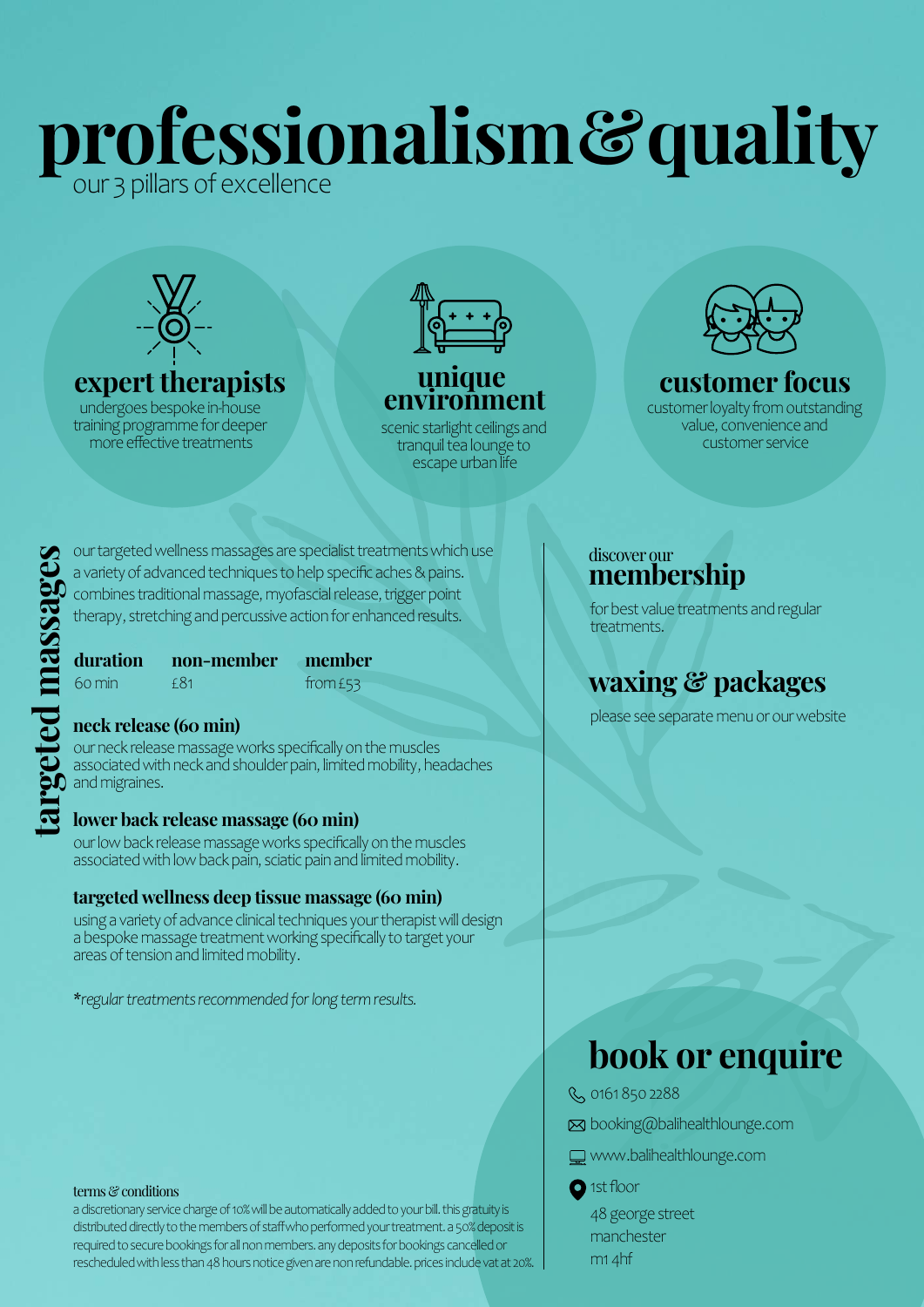# professionalism & quality

our 3 pillars of excellence

### expert therapists

undergoes bespoke in-house training programme for deeper more effective treatments

### unique environment

scenic starlight ceilings and tranquil tea lounge to escape urban life

### customer focus

customer loyalty from outstanding value, convenience and customer service

## targeted massages

our targeted wellness massages are specialist treatments which use a variety of advanced techniques to help specific aches & pains. combines traditional massage, myofascial release, trigger point therapy, stretching and percussive action for enhanced results.

| duration | non-member | member |
| --- | --- | --- |
| 60 min | £81 | from £53 |

**neck release (60 min)**

our neck release massage works specifically on the muscles associated with neck and shoulder pain, limited mobility, headaches and migraines.

**lower back release massage (60 min)**

our low back release massage works specifically on the muscles associated with low back pain, sciatic pain and limited mobility.

**targeted wellness deep tissue massage (60 min)**

using a variety of advance clinical techniques your therapist will design a bespoke massage treatment working specifically to target your areas of tension and limited mobility.

*\*regular treatments recommended for long term results.*

discover our
## membership

for best value treatments and regular treatments.

## waxing & packages

please see separate menu or our website

## book or enquire

0161 850 2288

booking@balihealthlounge.com

www.balihealthlounge.com

1st floor
48 george street
manchester
m1 4hf

terms & conditions

a discretionary service charge of 10% will be automatically added to your bill. this gratuity is distributed directly to the members of staff who performed your treatment. a 50% deposit is required to secure bookings for all non members. any deposits for bookings cancelled or rescheduled with less than 48 hours notice given are non refundable. prices include vat at 20%.